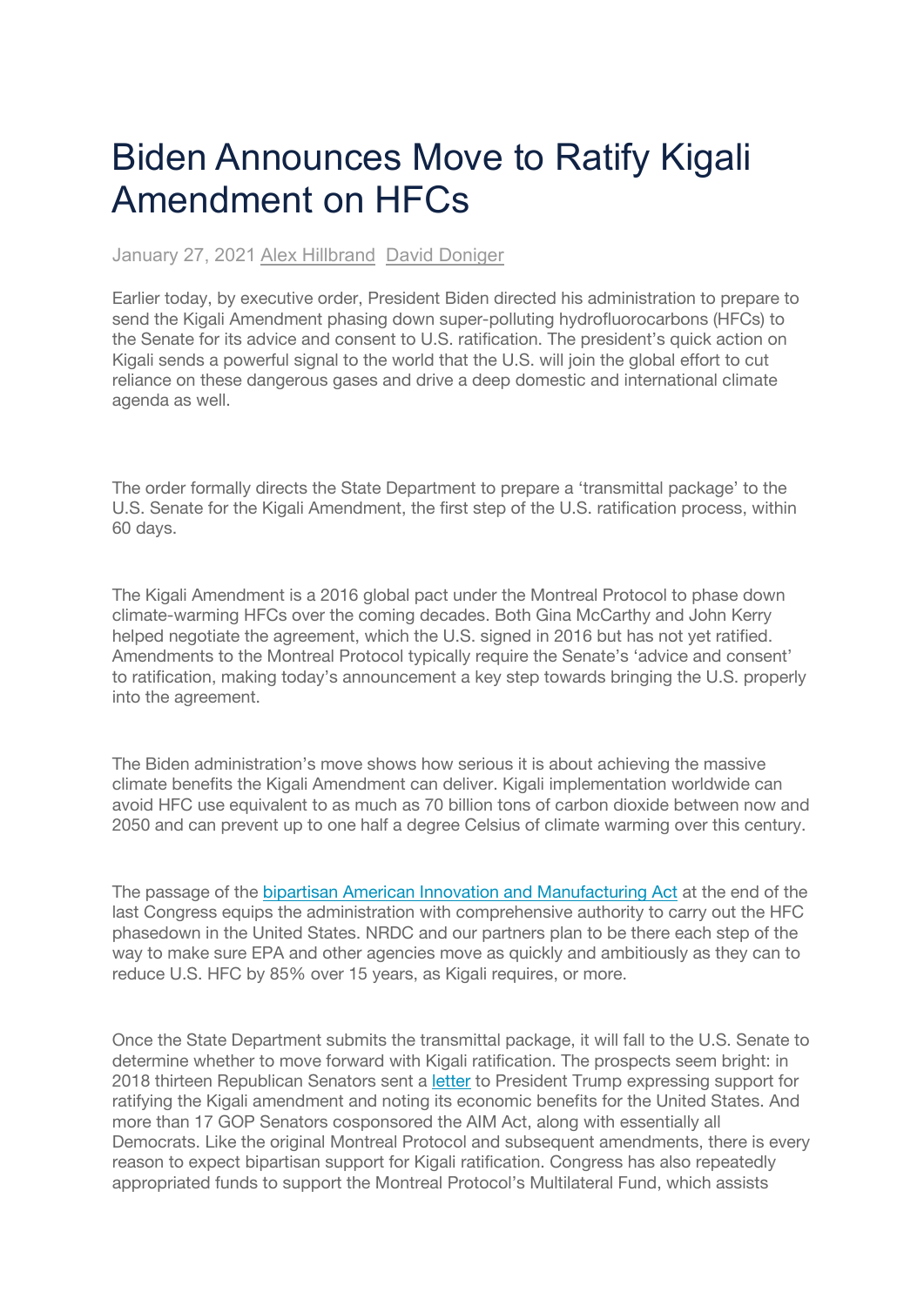# Biden Announces Move to Ratify Kigali Amendment on HFCs

January 27, 2021 [Alex Hillbrand](#) [David Doniger](#)

Earlier today, by executive order, President Biden directed his administration to prepare to send the Kigali Amendment phasing down super-polluting hydrofluorocarbons (HFCs) to the Senate for its advice and consent to U.S. ratification. The president's quick action on Kigali sends a powerful signal to the world that the U.S. will join the global effort to cut reliance on these dangerous gases and drive a deep domestic and international climate agenda as well.

The order formally directs the State Department to prepare a 'transmittal package' to the U.S. Senate for the Kigali Amendment, the first step of the U.S. ratification process, within 60 days.

The Kigali Amendment is a 2016 global pact under the Montreal Protocol to phase down climate-warming HFCs over the coming decades. Both Gina McCarthy and John Kerry helped negotiate the agreement, which the U.S. signed in 2016 but has not yet ratified. Amendments to the Montreal Protocol typically require the Senate's 'advice and consent' to ratification, making today's announcement a key step towards bringing the U.S. properly into the agreement.

The Biden administration's move shows how serious it is about achieving the massive climate benefits the Kigali Amendment can deliver. Kigali implementation worldwide can avoid HFC use equivalent to as much as 70 billion tons of carbon dioxide between now and 2050 and can prevent up to one half a degree Celsius of climate warming over this century.

The passage of the [bipartisan American Innovation and Manufacturing Act](#) at the end of the last Congress equips the administration with comprehensive authority to carry out the HFC phasedown in the United States. NRDC and our partners plan to be there each step of the way to make sure EPA and other agencies move as quickly and ambitiously as they can to reduce U.S. HFC by 85% over 15 years, as Kigali requires, or more.

Once the State Department submits the transmittal package, it will fall to the U.S. Senate to determine whether to move forward with Kigali ratification. The prospects seem bright: in 2018 thirteen Republican Senators sent a [letter](#) to President Trump expressing support for ratifying the Kigali amendment and noting its economic benefits for the United States. And more than 17 GOP Senators cosponsored the AIM Act, along with essentially all Democrats. Like the original Montreal Protocol and subsequent amendments, there is every reason to expect bipartisan support for Kigali ratification. Congress has also repeatedly appropriated funds to support the Montreal Protocol's Multilateral Fund, which assists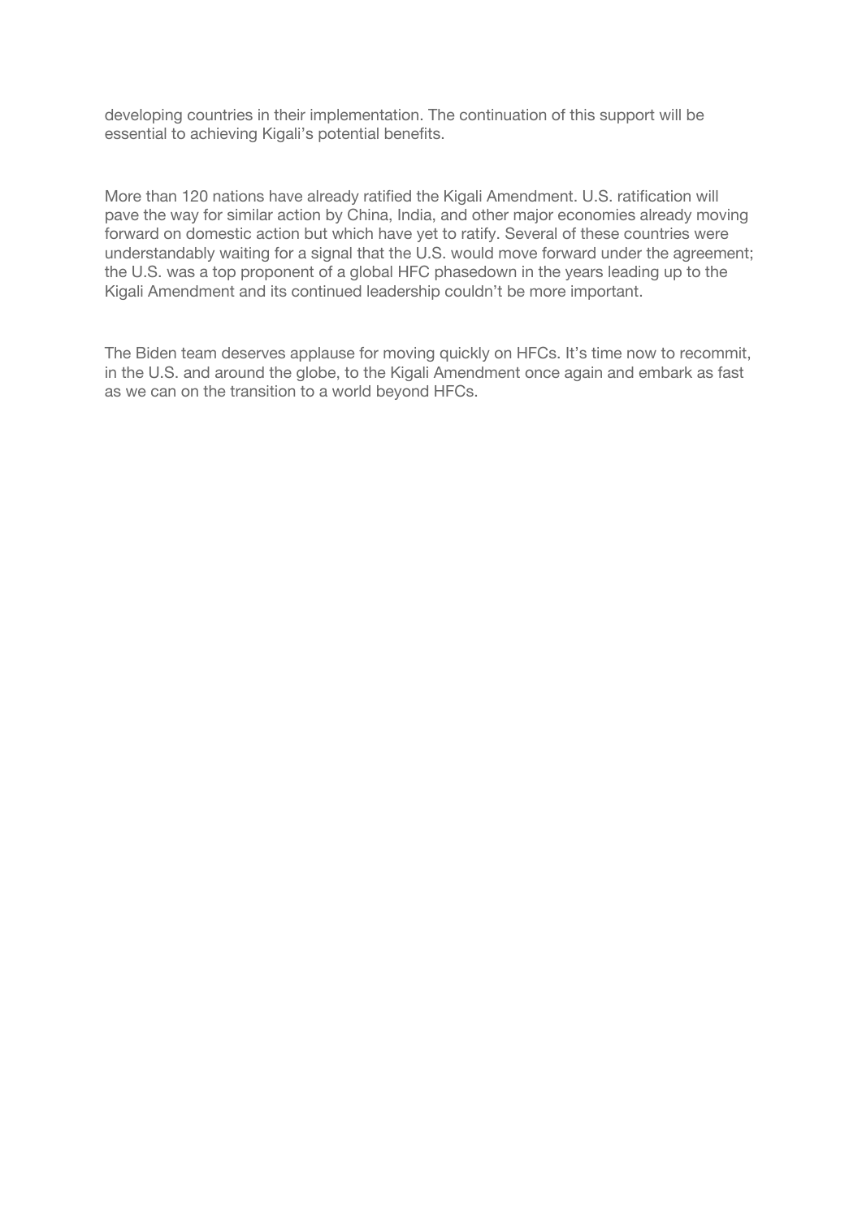developing countries in their implementation. The continuation of this support will be essential to achieving Kigali's potential benefits.

More than 120 nations have already ratified the Kigali Amendment. U.S. ratification will pave the way for similar action by China, India, and other major economies already moving forward on domestic action but which have yet to ratify. Several of these countries were understandably waiting for a signal that the U.S. would move forward under the agreement; the U.S. was a top proponent of a global HFC phasedown in the years leading up to the Kigali Amendment and its continued leadership couldn't be more important.

The Biden team deserves applause for moving quickly on HFCs. It's time now to recommit, in the U.S. and around the globe, to the Kigali Amendment once again and embark as fast as we can on the transition to a world beyond HFCs.